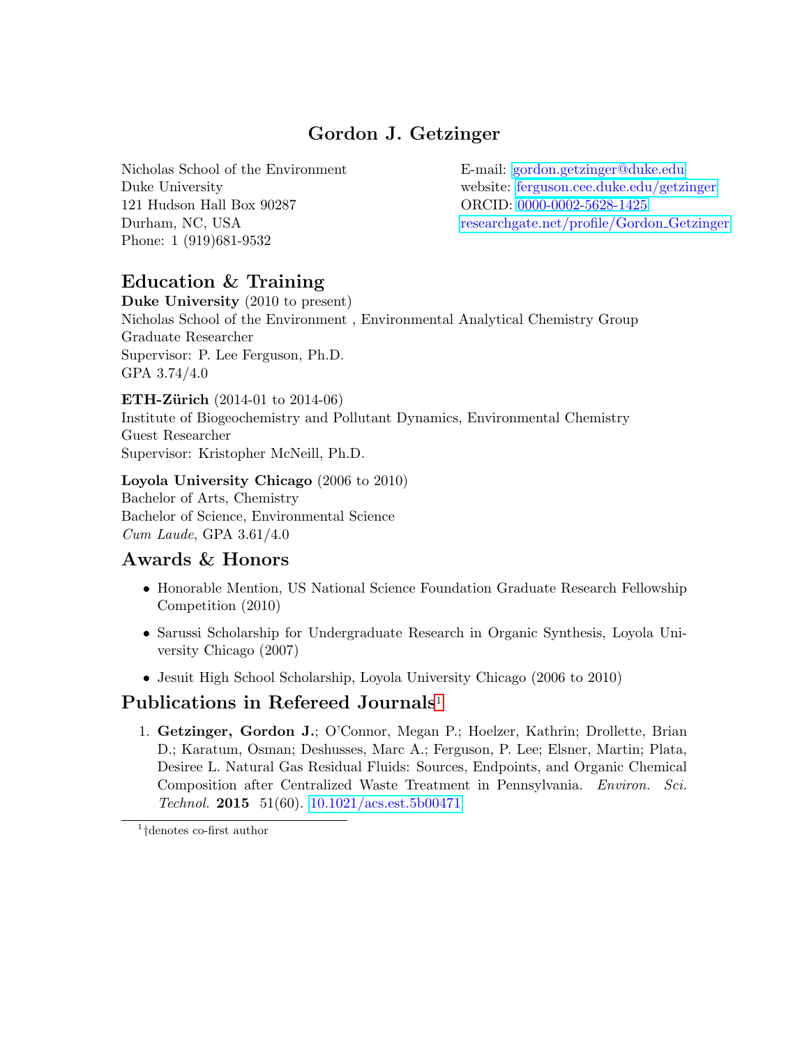# Gordon J. Getzinger

Nicholas School of the Environment
Duke University
121 Hudson Hall Box 90287
Durham, NC, USA
Phone: 1 (919)681-9532

E-mail: gordon.getzinger@duke.edu
website: ferguson.cee.duke.edu/getzinger
ORCID: 0000-0002-5628-1425
researchgate.net/profile/Gordon_Getzinger

## Education & Training

**Duke University** (2010 to present)
Nicholas School of the Environment , Environmental Analytical Chemistry Group
Graduate Researcher
Supervisor: P. Lee Ferguson, Ph.D.
GPA 3.74/4.0

**ETH-Zürich** (2014-01 to 2014-06)
Institute of Biogeochemistry and Pollutant Dynamics, Environmental Chemistry
Guest Researcher
Supervisor: Kristopher McNeill, Ph.D.

**Loyola University Chicago** (2006 to 2010)
Bachelor of Arts, Chemistry
Bachelor of Science, Environmental Science
*Cum Laude*, GPA 3.61/4.0

## Awards & Honors

- Honorable Mention, US National Science Foundation Graduate Research Fellowship Competition (2010)
- Sarussi Scholarship for Undergraduate Research in Organic Synthesis, Loyola University Chicago (2007)
- Jesuit High School Scholarship, Loyola University Chicago (2006 to 2010)

## Publications in Refereed Journals[1]

1. **Getzinger, Gordon J.**; O'Connor, Megan P.; Hoelzer, Kathrin; Drollette, Brian D.; Karatum, Osman; Deshusses, Marc A.; Ferguson, P. Lee; Elsner, Martin; Plata, Desiree L. Natural Gas Residual Fluids: Sources, Endpoints, and Organic Chemical Composition after Centralized Waste Treatment in Pennsylvania. *Environ. Sci. Technol.* **2015** 51(60). 10.1021/acs.est.5b00471

[1] †denotes co-first author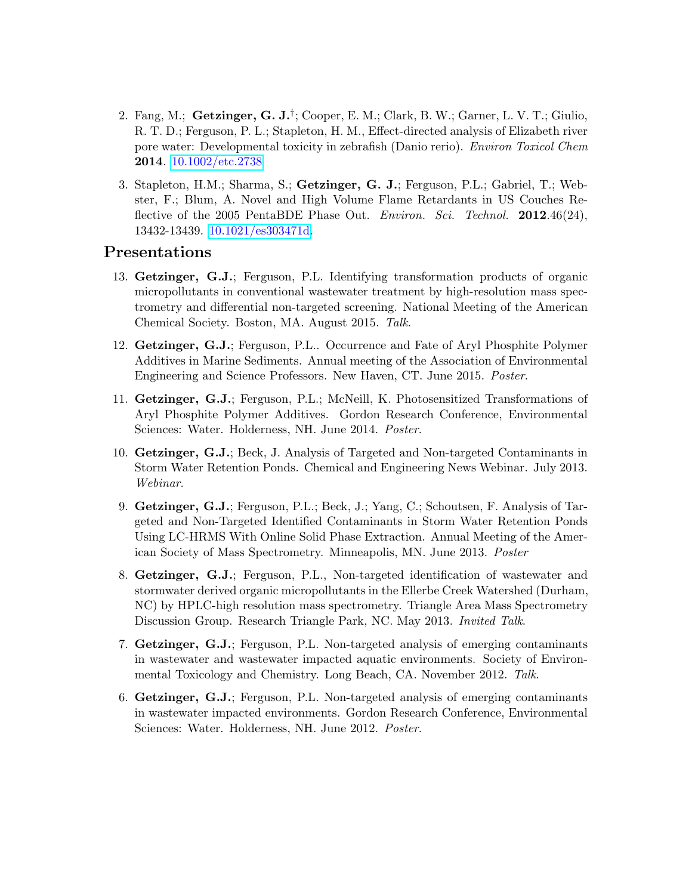2. Fang, M.; **Getzinger, G. J.**[†]; Cooper, E. M.; Clark, B. W.; Garner, L. V. T.; Giulio, R. T. D.; Ferguson, P. L.; Stapleton, H. M., Effect-directed analysis of Elizabeth river pore water: Developmental toxicity in zebrafish (Danio rerio). *Environ Toxicol Chem* **2014**. [10.1002/etc.2738](10.1002/etc.2738)

3. Stapleton, H.M.; Sharma, S.; **Getzinger, G. J.**; Ferguson, P.L.; Gabriel, T.; Webster, F.; Blum, A. Novel and High Volume Flame Retardants in US Couches Reflective of the 2005 PentaBDE Phase Out. *Environ. Sci. Technol.* **2012**.46(24), 13432-13439. [10.1021/es303471d](10.1021/es303471d).

## Presentations

13. **Getzinger, G.J.**; Ferguson, P.L. Identifying transformation products of organic micropollutants in conventional wastewater treatment by high-resolution mass spectrometry and differential non-targeted screening. National Meeting of the American Chemical Society. Boston, MA. August 2015. *Talk*.

12. **Getzinger, G.J.**; Ferguson, P.L.. Occurrence and Fate of Aryl Phosphite Polymer Additives in Marine Sediments. Annual meeting of the Association of Environmental Engineering and Science Professors. New Haven, CT. June 2015. *Poster*.

11. **Getzinger, G.J.**; Ferguson, P.L.; McNeill, K. Photosensitized Transformations of Aryl Phosphite Polymer Additives. Gordon Research Conference, Environmental Sciences: Water. Holderness, NH. June 2014. *Poster*.

10. **Getzinger, G.J.**; Beck, J. Analysis of Targeted and Non-targeted Contaminants in Storm Water Retention Ponds. Chemical and Engineering News Webinar. July 2013. *Webinar*.

9. **Getzinger, G.J.**; Ferguson, P.L.; Beck, J.; Yang, C.; Schoutsen, F. Analysis of Targeted and Non-Targeted Identified Contaminants in Storm Water Retention Ponds Using LC-HRMS With Online Solid Phase Extraction. Annual Meeting of the American Society of Mass Spectrometry. Minneapolis, MN. June 2013. *Poster*

8. **Getzinger, G.J.**; Ferguson, P.L., Non-targeted identification of wastewater and stormwater derived organic micropollutants in the Ellerbe Creek Watershed (Durham, NC) by HPLC-high resolution mass spectrometry. Triangle Area Mass Spectrometry Discussion Group. Research Triangle Park, NC. May 2013. *Invited Talk*.

7. **Getzinger, G.J.**; Ferguson, P.L. Non-targeted analysis of emerging contaminants in wastewater and wastewater impacted aquatic environments. Society of Environmental Toxicology and Chemistry. Long Beach, CA. November 2012. *Talk*.

6. **Getzinger, G.J.**; Ferguson, P.L. Non-targeted analysis of emerging contaminants in wastewater impacted environments. Gordon Research Conference, Environmental Sciences: Water. Holderness, NH. June 2012. *Poster*.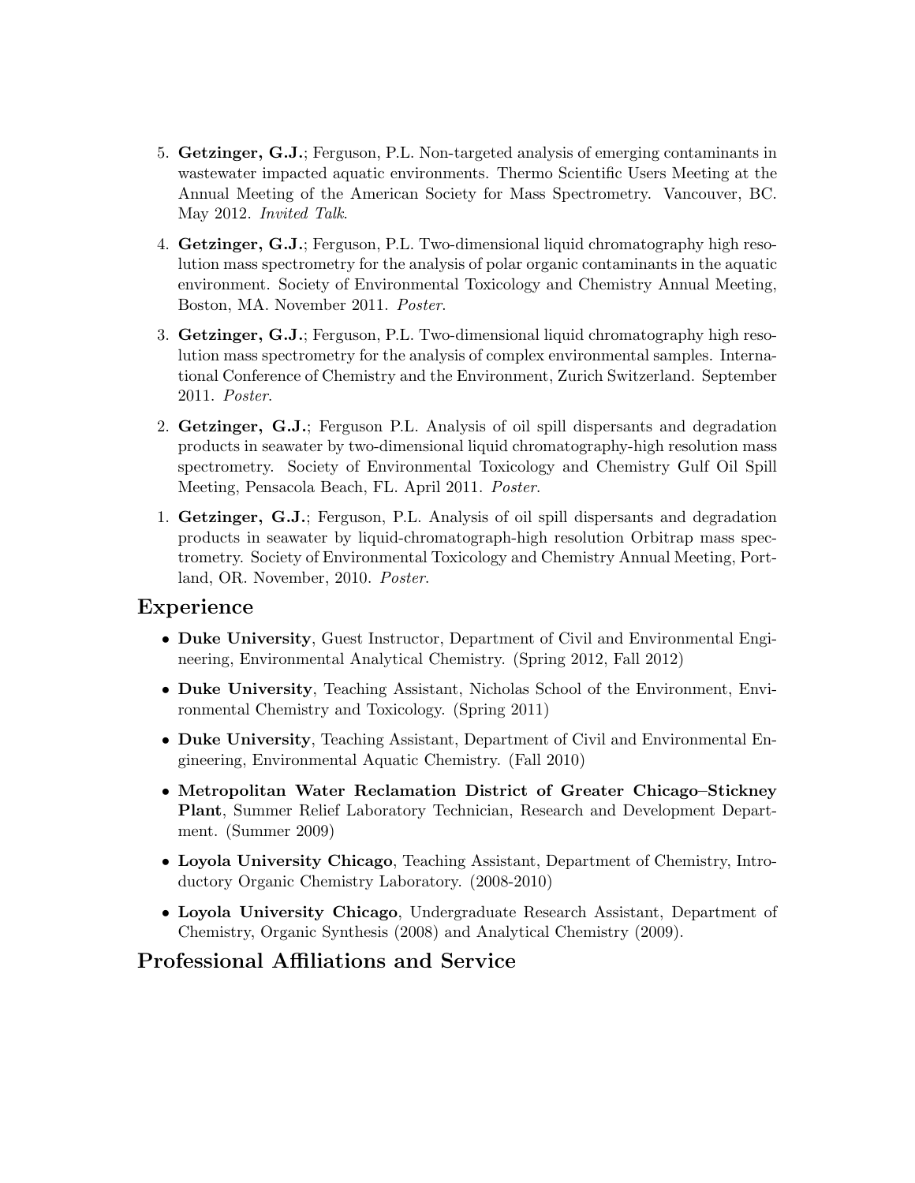5. **Getzinger, G.J.**; Ferguson, P.L. Non-targeted analysis of emerging contaminants in wastewater impacted aquatic environments. Thermo Scientific Users Meeting at the Annual Meeting of the American Society for Mass Spectrometry. Vancouver, BC. May 2012. *Invited Talk*.

4. **Getzinger, G.J.**; Ferguson, P.L. Two-dimensional liquid chromatography high resolution mass spectrometry for the analysis of polar organic contaminants in the aquatic environment. Society of Environmental Toxicology and Chemistry Annual Meeting, Boston, MA. November 2011. *Poster*.

3. **Getzinger, G.J.**; Ferguson, P.L. Two-dimensional liquid chromatography high resolution mass spectrometry for the analysis of complex environmental samples. International Conference of Chemistry and the Environment, Zurich Switzerland. September 2011. *Poster*.

2. **Getzinger, G.J.**; Ferguson P.L. Analysis of oil spill dispersants and degradation products in seawater by two-dimensional liquid chromatography-high resolution mass spectrometry. Society of Environmental Toxicology and Chemistry Gulf Oil Spill Meeting, Pensacola Beach, FL. April 2011. *Poster*.

1. **Getzinger, G.J.**; Ferguson, P.L. Analysis of oil spill dispersants and degradation products in seawater by liquid-chromatograph-high resolution Orbitrap mass spectrometry. Society of Environmental Toxicology and Chemistry Annual Meeting, Portland, OR. November, 2010. *Poster*.

## Experience

- **Duke University**, Guest Instructor, Department of Civil and Environmental Engineering, Environmental Analytical Chemistry. (Spring 2012, Fall 2012)
- **Duke University**, Teaching Assistant, Nicholas School of the Environment, Environmental Chemistry and Toxicology. (Spring 2011)
- **Duke University**, Teaching Assistant, Department of Civil and Environmental Engineering, Environmental Aquatic Chemistry. (Fall 2010)
- **Metropolitan Water Reclamation District of Greater Chicago–Stickney Plant**, Summer Relief Laboratory Technician, Research and Development Department. (Summer 2009)
- **Loyola University Chicago**, Teaching Assistant, Department of Chemistry, Introductory Organic Chemistry Laboratory. (2008-2010)
- **Loyola University Chicago**, Undergraduate Research Assistant, Department of Chemistry, Organic Synthesis (2008) and Analytical Chemistry (2009).

## Professional Affiliations and Service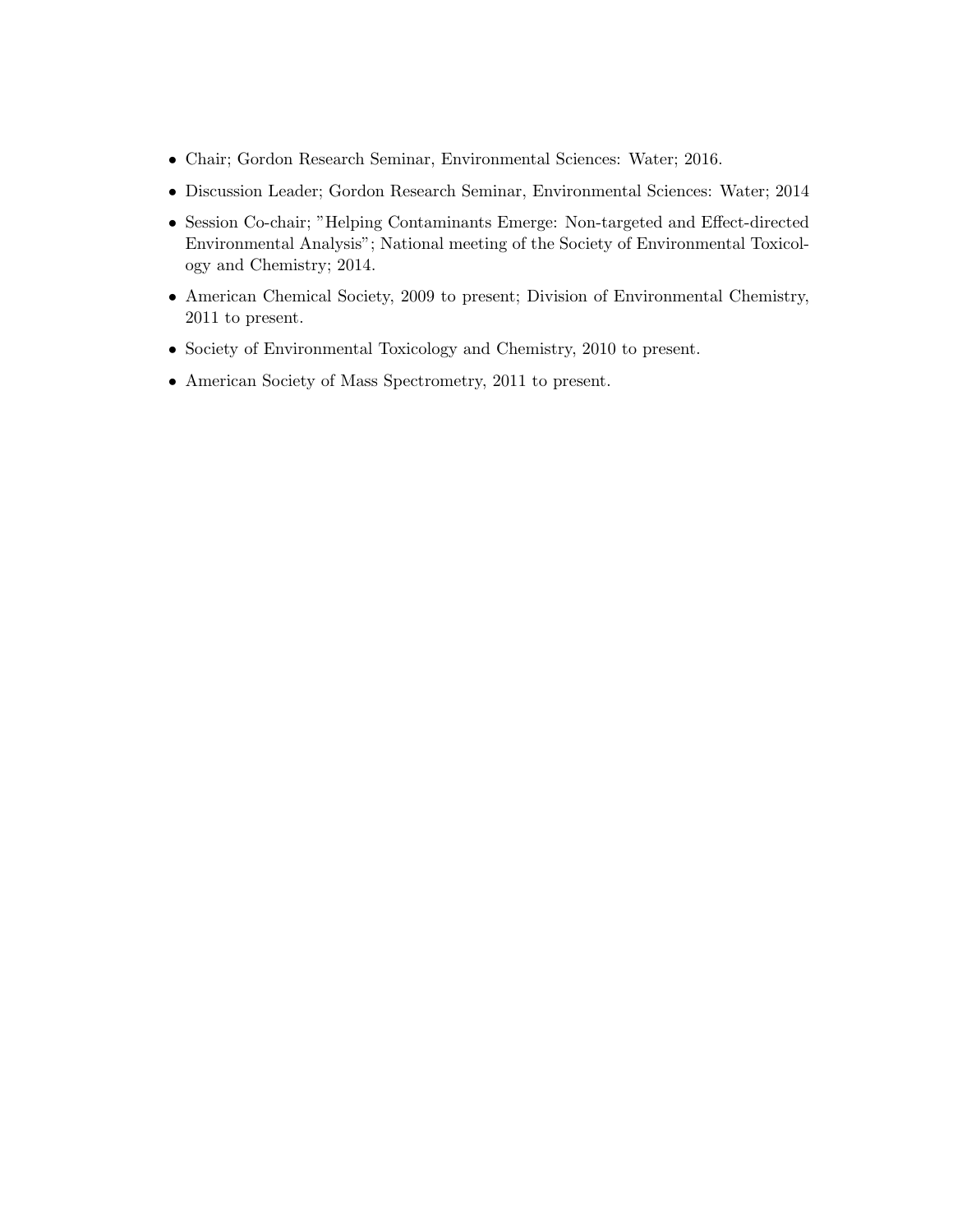- Chair; Gordon Research Seminar, Environmental Sciences: Water; 2016.
- Discussion Leader; Gordon Research Seminar, Environmental Sciences: Water; 2014
- Session Co-chair; "Helping Contaminants Emerge: Non-targeted and Effect-directed Environmental Analysis"; National meeting of the Society of Environmental Toxicology and Chemistry; 2014.
- American Chemical Society, 2009 to present; Division of Environmental Chemistry, 2011 to present.
- Society of Environmental Toxicology and Chemistry, 2010 to present.
- American Society of Mass Spectrometry, 2011 to present.